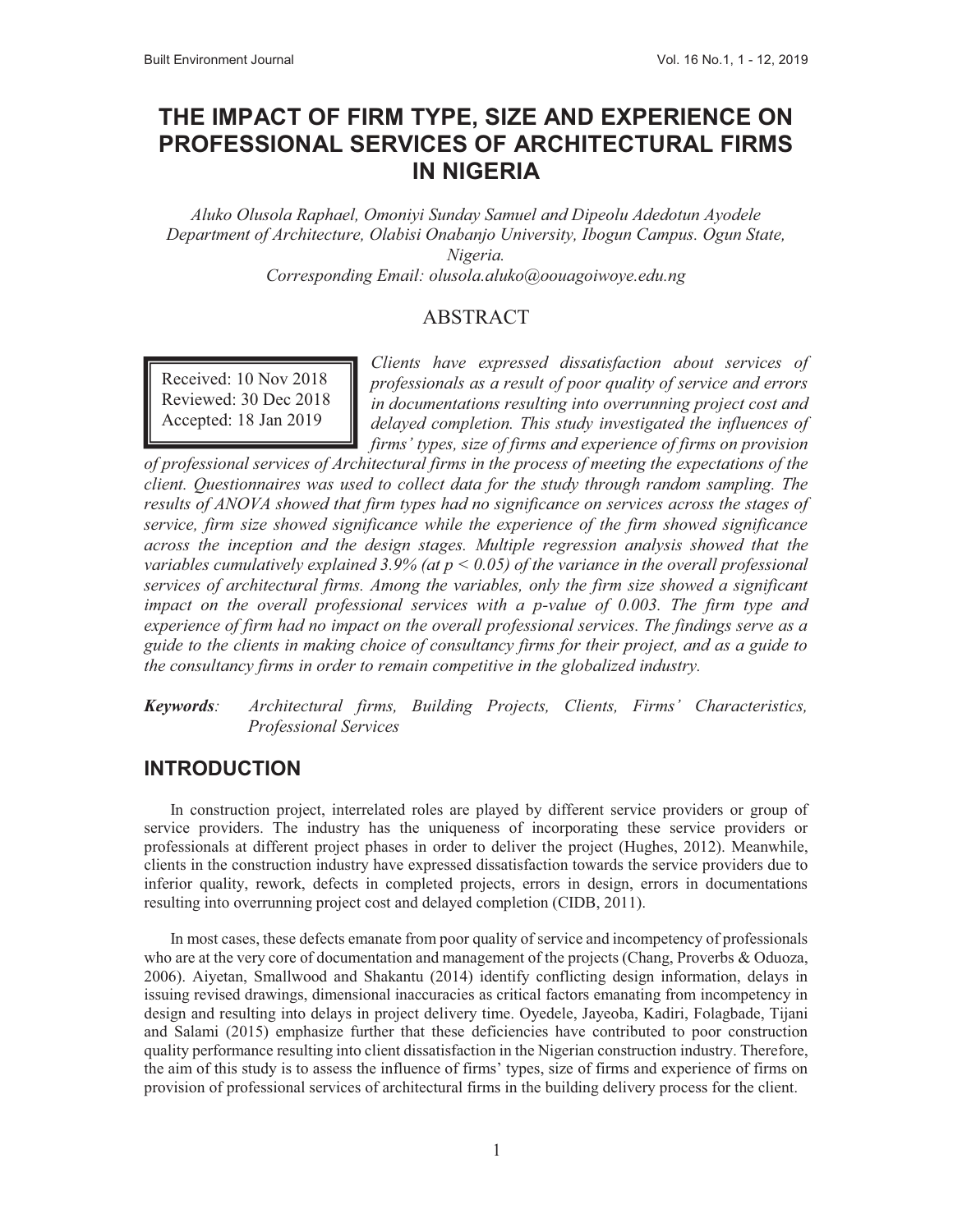# THE IMPACT OF FIRM TYPE, SIZE AND EXPERIENCE ON PROFESSIONAL SERVICES OF ARCHITECTURAL FIRMS IN NIGERIA

*Aluko Olusola Raphael, Omoniyi Sunday Samuel and Dipeolu Adedotun Ayodele*
*Department of Architecture, Olabisi Onabanjo University, Ibogun Campus. Ogun State, Nigeria.*
*Corresponding Email: olusola.aluko@oouagoiwoye.edu.ng*

## ABSTRACT

Received: 10 Nov 2018
Reviewed: 30 Dec 2018
Accepted: 18 Jan 2019

*Clients have expressed dissatisfaction about services of professionals as a result of poor quality of service and errors in documentations resulting into overrunning project cost and delayed completion. This study investigated the influences of firms' types, size of firms and experience of firms on provision of professional services of Architectural firms in the process of meeting the expectations of the client. Questionnaires was used to collect data for the study through random sampling. The results of ANOVA showed that firm types had no significance on services across the stages of service, firm size showed significance while the experience of the firm showed significance across the inception and the design stages. Multiple regression analysis showed that the variables cumulatively explained 3.9% (at $p < 0.05$) of the variance in the overall professional services of architectural firms. Among the variables, only the firm size showed a significant impact on the overall professional services with a p-value of 0.003. The firm type and experience of firm had no impact on the overall professional services. The findings serve as a guide to the clients in making choice of consultancy firms for their project, and as a guide to the consultancy firms in order to remain competitive in the globalized industry.*

***Keywords**: Architectural firms, Building Projects, Clients, Firms' Characteristics, Professional Services*

## INTRODUCTION

In construction project, interrelated roles are played by different service providers or group of service providers. The industry has the uniqueness of incorporating these service providers or professionals at different project phases in order to deliver the project (Hughes, 2012). Meanwhile, clients in the construction industry have expressed dissatisfaction towards the service providers due to inferior quality, rework, defects in completed projects, errors in design, errors in documentations resulting into overrunning project cost and delayed completion (CIDB, 2011).

In most cases, these defects emanate from poor quality of service and incompetency of professionals who are at the very core of documentation and management of the projects (Chang, Proverbs & Oduoza, 2006). Aiyetan, Smallwood and Shakantu (2014) identify conflicting design information, delays in issuing revised drawings, dimensional inaccuracies as critical factors emanating from incompetency in design and resulting into delays in project delivery time. Oyedele, Jayeoba, Kadiri, Folagbade, Tijani and Salami (2015) emphasize further that these deficiencies have contributed to poor construction quality performance resulting into client dissatisfaction in the Nigerian construction industry. Therefore, the aim of this study is to assess the influence of firms' types, size of firms and experience of firms on provision of professional services of architectural firms in the building delivery process for the client.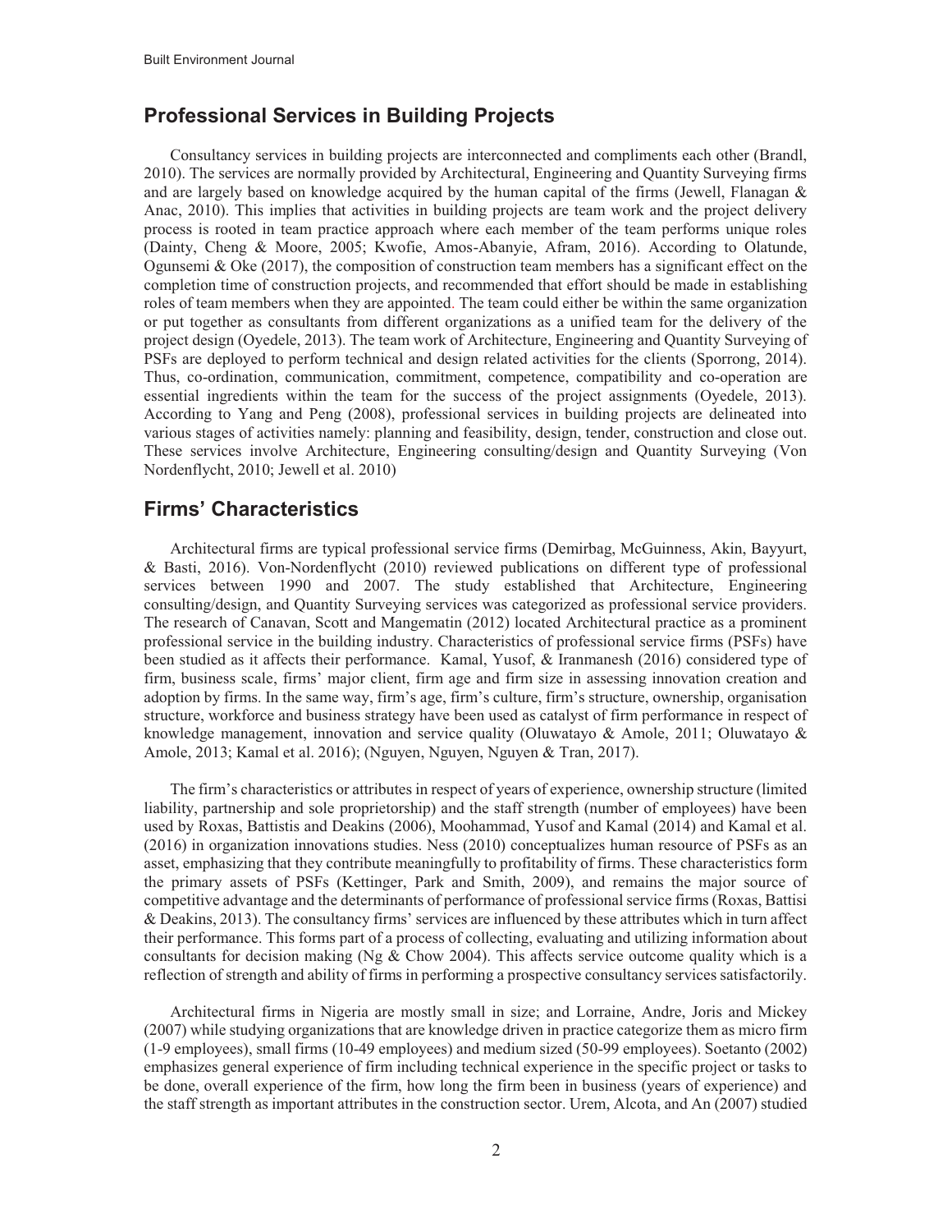## Professional Services in Building Projects

Consultancy services in building projects are interconnected and compliments each other (Brandl, 2010). The services are normally provided by Architectural, Engineering and Quantity Surveying firms and are largely based on knowledge acquired by the human capital of the firms (Jewell, Flanagan & Anac, 2010). This implies that activities in building projects are team work and the project delivery process is rooted in team practice approach where each member of the team performs unique roles (Dainty, Cheng & Moore, 2005; Kwofie, Amos-Abanyie, Afram, 2016). According to Olatunde, Ogunsemi & Oke (2017), the composition of construction team members has a significant effect on the completion time of construction projects, and recommended that effort should be made in establishing roles of team members when they are appointed. The team could either be within the same organization or put together as consultants from different organizations as a unified team for the delivery of the project design (Oyedele, 2013). The team work of Architecture, Engineering and Quantity Surveying of PSFs are deployed to perform technical and design related activities for the clients (Sporrong, 2014). Thus, co-ordination, communication, commitment, competence, compatibility and co-operation are essential ingredients within the team for the success of the project assignments (Oyedele, 2013). According to Yang and Peng (2008), professional services in building projects are delineated into various stages of activities namely: planning and feasibility, design, tender, construction and close out. These services involve Architecture, Engineering consulting/design and Quantity Surveying (Von Nordenflycht, 2010; Jewell et al. 2010)

## Firms' Characteristics

Architectural firms are typical professional service firms (Demirbag, McGuinness, Akin, Bayyurt, & Basti, 2016). Von-Nordenflycht (2010) reviewed publications on different type of professional services between 1990 and 2007. The study established that Architecture, Engineering consulting/design, and Quantity Surveying services was categorized as professional service providers. The research of Canavan, Scott and Mangematin (2012) located Architectural practice as a prominent professional service in the building industry. Characteristics of professional service firms (PSFs) have been studied as it affects their performance. Kamal, Yusof, & Iranmanesh (2016) considered type of firm, business scale, firms' major client, firm age and firm size in assessing innovation creation and adoption by firms. In the same way, firm's age, firm's culture, firm's structure, ownership, organisation structure, workforce and business strategy have been used as catalyst of firm performance in respect of knowledge management, innovation and service quality (Oluwatayo & Amole, 2011; Oluwatayo & Amole, 2013; Kamal et al. 2016); (Nguyen, Nguyen, Nguyen & Tran, 2017).

The firm's characteristics or attributes in respect of years of experience, ownership structure (limited liability, partnership and sole proprietorship) and the staff strength (number of employees) have been used by Roxas, Battistis and Deakins (2006), Moohammad, Yusof and Kamal (2014) and Kamal et al. (2016) in organization innovations studies. Ness (2010) conceptualizes human resource of PSFs as an asset, emphasizing that they contribute meaningfully to profitability of firms. These characteristics form the primary assets of PSFs (Kettinger, Park and Smith, 2009), and remains the major source of competitive advantage and the determinants of performance of professional service firms (Roxas, Battisi & Deakins, 2013). The consultancy firms' services are influenced by these attributes which in turn affect their performance. This forms part of a process of collecting, evaluating and utilizing information about consultants for decision making (Ng & Chow 2004). This affects service outcome quality which is a reflection of strength and ability of firms in performing a prospective consultancy services satisfactorily.

Architectural firms in Nigeria are mostly small in size; and Lorraine, Andre, Joris and Mickey (2007) while studying organizations that are knowledge driven in practice categorize them as micro firm (1-9 employees), small firms (10-49 employees) and medium sized (50-99 employees). Soetanto (2002) emphasizes general experience of firm including technical experience in the specific project or tasks to be done, overall experience of the firm, how long the firm been in business (years of experience) and the staff strength as important attributes in the construction sector. Urem, Alcota, and An (2007) studied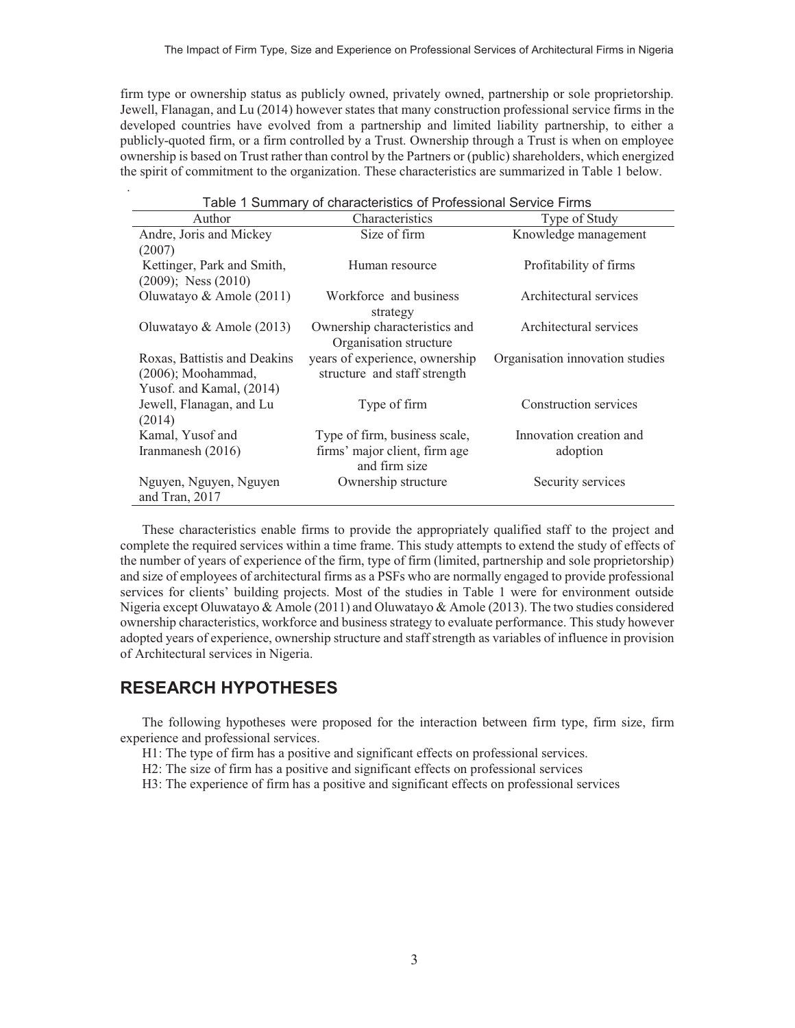firm type or ownership status as publicly owned, privately owned, partnership or sole proprietorship. Jewell, Flanagan, and Lu (2014) however states that many construction professional service firms in the developed countries have evolved from a partnership and limited liability partnership, to either a publicly-quoted firm, or a firm controlled by a Trust. Ownership through a Trust is when on employee ownership is based on Trust rather than control by the Partners or (public) shareholders, which energized the spirit of commitment to the organization. These characteristics are summarized in Table 1 below.

Table 1 Summary of characteristics of Professional Service Firms

| Author | Characteristics | Type of Study |
|---|---|---|
| Andre, Joris and Mickey (2007) | Size of firm | Knowledge management |
| Kettinger, Park and Smith, (2009); Ness (2010) | Human resource | Profitability of firms |
| Oluwatayo & Amole (2011) | Workforce and business strategy | Architectural services |
| Oluwatayo & Amole (2013) | Ownership characteristics and Organisation structure | Architectural services |
| Roxas, Battistis and Deakins (2006); Moohammad, Yusof. and Kamal, (2014) | years of experience, ownership structure and staff strength | Organisation innovation studies |
| Jewell, Flanagan, and Lu (2014) | Type of firm | Construction services |
| Kamal, Yusof and Iranmanesh (2016) | Type of firm, business scale, firms' major client, firm age and firm size | Innovation creation and adoption |
| Nguyen, Nguyen, Nguyen and Tran, 2017 | Ownership structure | Security services |

These characteristics enable firms to provide the appropriately qualified staff to the project and complete the required services within a time frame. This study attempts to extend the study of effects of the number of years of experience of the firm, type of firm (limited, partnership and sole proprietorship) and size of employees of architectural firms as a PSFs who are normally engaged to provide professional services for clients' building projects. Most of the studies in Table 1 were for environment outside Nigeria except Oluwatayo & Amole (2011) and Oluwatayo & Amole (2013). The two studies considered ownership characteristics, workforce and business strategy to evaluate performance. This study however adopted years of experience, ownership structure and staff strength as variables of influence in provision of Architectural services in Nigeria.

## RESEARCH HYPOTHESES

The following hypotheses were proposed for the interaction between firm type, firm size, firm experience and professional services.

H1: The type of firm has a positive and significant effects on professional services.

H2: The size of firm has a positive and significant effects on professional services

H3: The experience of firm has a positive and significant effects on professional services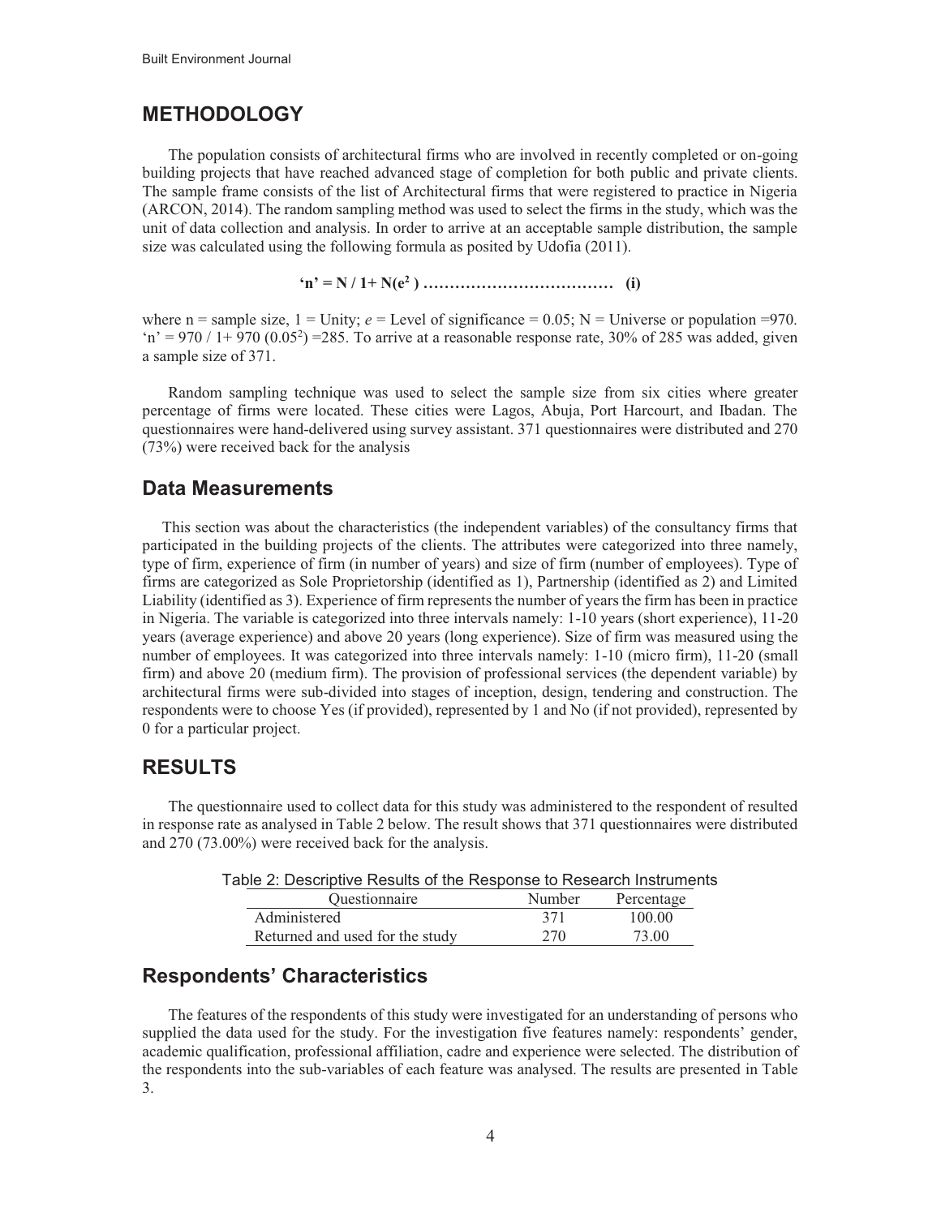## METHODOLOGY

The population consists of architectural firms who are involved in recently completed or on-going building projects that have reached advanced stage of completion for both public and private clients. The sample frame consists of the list of Architectural firms that were registered to practice in Nigeria (ARCON, 2014). The random sampling method was used to select the firms in the study, which was the unit of data collection and analysis. In order to arrive at an acceptable sample distribution, the sample size was calculated using the following formula as posited by Udofia (2011).

$$\text{'n'} = N / 1 + N(e^2) \text{ ……………………………… (i)}$$

where n = sample size, 1 = Unity; $e$ = Level of significance = 0.05; N = Universe or population =970. 'n' = 970 / 1+ 970 ($0.05^2$) =285. To arrive at a reasonable response rate, 30% of 285 was added, given a sample size of 371.

Random sampling technique was used to select the sample size from six cities where greater percentage of firms were located. These cities were Lagos, Abuja, Port Harcourt, and Ibadan. The questionnaires were hand-delivered using survey assistant. 371 questionnaires were distributed and 270 (73%) were received back for the analysis

### Data Measurements

This section was about the characteristics (the independent variables) of the consultancy firms that participated in the building projects of the clients. The attributes were categorized into three namely, type of firm, experience of firm (in number of years) and size of firm (number of employees). Type of firms are categorized as Sole Proprietorship (identified as 1), Partnership (identified as 2) and Limited Liability (identified as 3). Experience of firm represents the number of years the firm has been in practice in Nigeria. The variable is categorized into three intervals namely: 1-10 years (short experience), 11-20 years (average experience) and above 20 years (long experience). Size of firm was measured using the number of employees. It was categorized into three intervals namely: 1-10 (micro firm), 11-20 (small firm) and above 20 (medium firm). The provision of professional services (the dependent variable) by architectural firms were sub-divided into stages of inception, design, tendering and construction. The respondents were to choose Yes (if provided), represented by 1 and No (if not provided), represented by 0 for a particular project.

## RESULTS

The questionnaire used to collect data for this study was administered to the respondent of resulted in response rate as analysed in Table 2 below. The result shows that 371 questionnaires were distributed and 270 (73.00%) were received back for the analysis.

Table 2: Descriptive Results of the Response to Research Instruments

| Questionnaire | Number | Percentage |
|---|---|---|
| Administered | 371 | 100.00 |
| Returned and used for the study | 270 | 73.00 |

### Respondents' Characteristics

The features of the respondents of this study were investigated for an understanding of persons who supplied the data used for the study. For the investigation five features namely: respondents' gender, academic qualification, professional affiliation, cadre and experience were selected. The distribution of the respondents into the sub-variables of each feature was analysed. The results are presented in Table 3.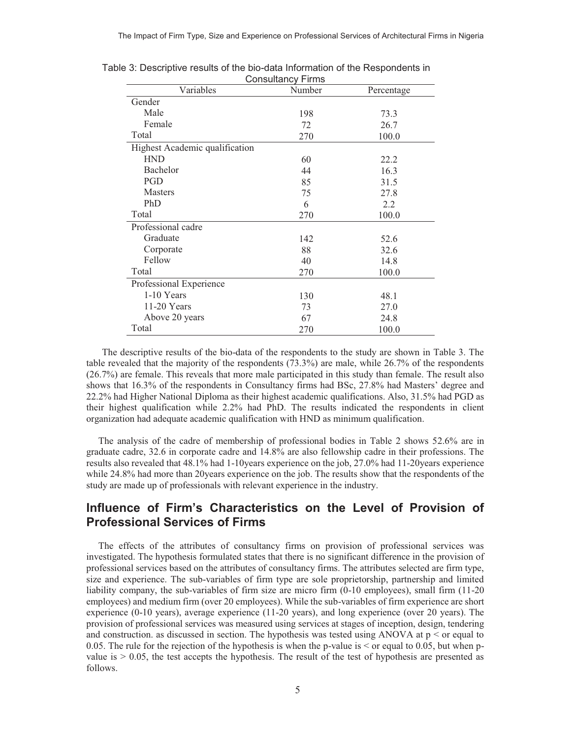Table 3: Descriptive results of the bio-data Information of the Respondents in Consultancy Firms

| Variables | Number | Percentage |
|---|---|---|
| Gender | | |
| Male | 198 | 73.3 |
| Female | 72 | 26.7 |
| Total | 270 | 100.0 |
| Highest Academic qualification | | |
| HND | 60 | 22.2 |
| Bachelor | 44 | 16.3 |
| PGD | 85 | 31.5 |
| Masters | 75 | 27.8 |
| PhD | 6 | 2.2 |
| Total | 270 | 100.0 |
| Professional cadre | | |
| Graduate | 142 | 52.6 |
| Corporate | 88 | 32.6 |
| Fellow | 40 | 14.8 |
| Total | 270 | 100.0 |
| Professional Experience | | |
| 1-10 Years | 130 | 48.1 |
| 11-20 Years | 73 | 27.0 |
| Above 20 years | 67 | 24.8 |
| Total | 270 | 100.0 |

The descriptive results of the bio-data of the respondents to the study are shown in Table 3. The table revealed that the majority of the respondents (73.3%) are male, while 26.7% of the respondents (26.7%) are female. This reveals that more male participated in this study than female. The result also shows that 16.3% of the respondents in Consultancy firms had BSc, 27.8% had Masters' degree and 22.2% had Higher National Diploma as their highest academic qualifications. Also, 31.5% had PGD as their highest qualification while 2.2% had PhD. The results indicated the respondents in client organization had adequate academic qualification with HND as minimum qualification.

The analysis of the cadre of membership of professional bodies in Table 2 shows 52.6% are in graduate cadre, 32.6 in corporate cadre and 14.8% are also fellowship cadre in their professions. The results also revealed that 48.1% had 1-10years experience on the job, 27.0% had 11-20years experience while 24.8% had more than 20years experience on the job. The results show that the respondents of the study are made up of professionals with relevant experience in the industry.

## Influence of Firm's Characteristics on the Level of Provision of Professional Services of Firms

The effects of the attributes of consultancy firms on provision of professional services was investigated. The hypothesis formulated states that there is no significant difference in the provision of professional services based on the attributes of consultancy firms. The attributes selected are firm type, size and experience. The sub-variables of firm type are sole proprietorship, partnership and limited liability company, the sub-variables of firm size are micro firm (0-10 employees), small firm (11-20 employees) and medium firm (over 20 employees). While the sub-variables of firm experience are short experience (0-10 years), average experience (11-20 years), and long experience (over 20 years). The provision of professional services was measured using services at stages of inception, design, tendering and construction. as discussed in section. The hypothesis was tested using ANOVA at $p <$ or equal to 0.05. The rule for the rejection of the hypothesis is when the p-value is $<$ or equal to 0.05, but when p-value is $> 0.05$, the test accepts the hypothesis. The result of the test of hypothesis are presented as follows.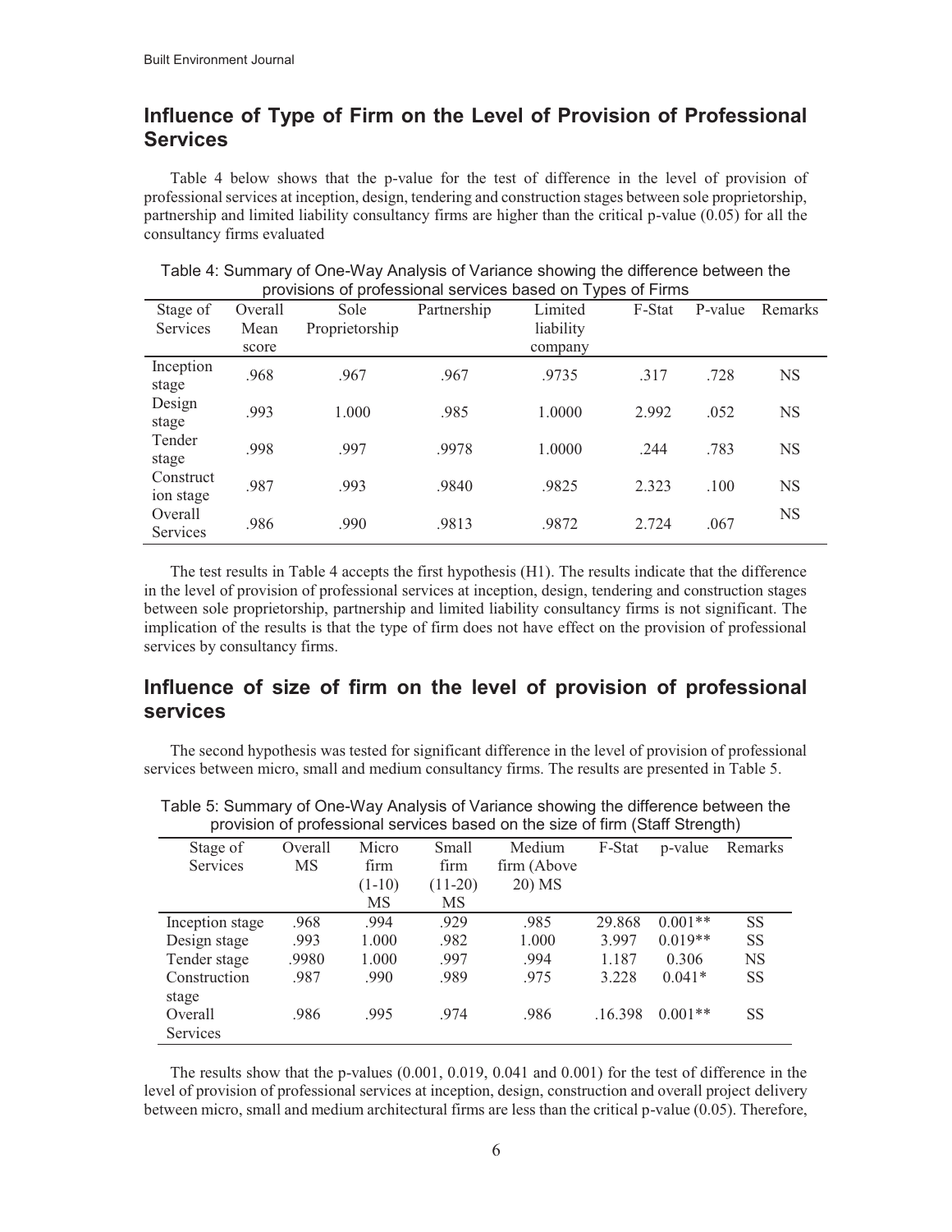## Influence of Type of Firm on the Level of Provision of Professional Services

Table 4 below shows that the p-value for the test of difference in the level of provision of professional services at inception, design, tendering and construction stages between sole proprietorship, partnership and limited liability consultancy firms are higher than the critical p-value (0.05) for all the consultancy firms evaluated

Table 4: Summary of One-Way Analysis of Variance showing the difference between the provisions of professional services based on Types of Firms

| Stage of Services | Overall Mean score | Sole Proprietorship | Partnership | Limited liability company | F-Stat | P-value | Remarks |
|---|---|---|---|---|---|---|---|
| Inception stage | .968 | .967 | .967 | .9735 | .317 | .728 | NS |
| Design stage | .993 | 1.000 | .985 | 1.0000 | 2.992 | .052 | NS |
| Tender stage | .998 | .997 | .9978 | 1.0000 | .244 | .783 | NS |
| Construction stage | .987 | .993 | .9840 | .9825 | 2.323 | .100 | NS |
| Overall Services | .986 | .990 | .9813 | .9872 | 2.724 | .067 | NS |

The test results in Table 4 accepts the first hypothesis (H1). The results indicate that the difference in the level of provision of professional services at inception, design, tendering and construction stages between sole proprietorship, partnership and limited liability consultancy firms is not significant. The implication of the results is that the type of firm does not have effect on the provision of professional services by consultancy firms.

## Influence of size of firm on the level of provision of professional services

The second hypothesis was tested for significant difference in the level of provision of professional services between micro, small and medium consultancy firms. The results are presented in Table 5.

Table 5: Summary of One-Way Analysis of Variance showing the difference between the provision of professional services based on the size of firm (Staff Strength)

| Stage of Services | Overall MS | Micro firm (1-10) MS | Small firm (11-20) MS | Medium firm (Above 20) MS | F-Stat | p-value | Remarks |
|---|---|---|---|---|---|---|---|
| Inception stage | .968 | .994 | .929 | .985 | 29.868 | 0.001** | SS |
| Design stage | .993 | 1.000 | .982 | 1.000 | 3.997 | 0.019** | SS |
| Tender stage | .9980 | 1.000 | .997 | .994 | 1.187 | 0.306 | NS |
| Construction stage | .987 | .990 | .989 | .975 | 3.228 | 0.041* | SS |
| Overall Services | .986 | .995 | .974 | .986 | .16.398 | 0.001** | SS |

The results show that the p-values (0.001, 0.019, 0.041 and 0.001) for the test of difference in the level of provision of professional services at inception, design, construction and overall project delivery between micro, small and medium architectural firms are less than the critical p-value (0.05). Therefore,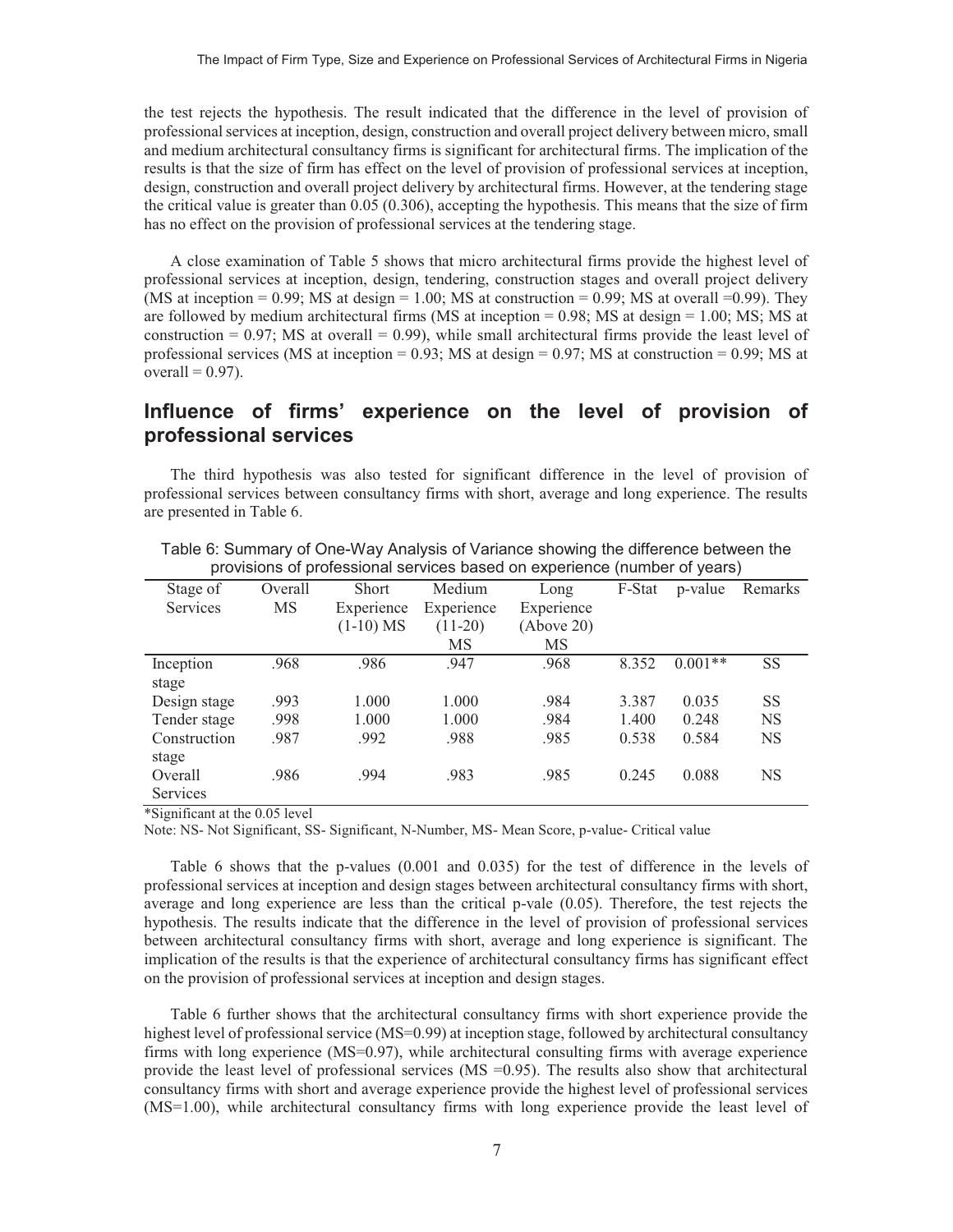the test rejects the hypothesis. The result indicated that the difference in the level of provision of professional services at inception, design, construction and overall project delivery between micro, small and medium architectural consultancy firms is significant for architectural firms. The implication of the results is that the size of firm has effect on the level of provision of professional services at inception, design, construction and overall project delivery by architectural firms. However, at the tendering stage the critical value is greater than 0.05 (0.306), accepting the hypothesis. This means that the size of firm has no effect on the provision of professional services at the tendering stage.

A close examination of Table 5 shows that micro architectural firms provide the highest level of professional services at inception, design, tendering, construction stages and overall project delivery (MS at inception = 0.99; MS at design = 1.00; MS at construction = 0.99; MS at overall =0.99). They are followed by medium architectural firms (MS at inception = 0.98; MS at design = 1.00; MS; MS at construction = 0.97; MS at overall = 0.99), while small architectural firms provide the least level of professional services (MS at inception = 0.93; MS at design = 0.97; MS at construction = 0.99; MS at overall = 0.97).

## Influence of firms' experience on the level of provision of professional services

The third hypothesis was also tested for significant difference in the level of provision of professional services between consultancy firms with short, average and long experience. The results are presented in Table 6.

Table 6: Summary of One-Way Analysis of Variance showing the difference between the provisions of professional services based on experience (number of years)

| Stage of Services | Overall MS | Short Experience (1-10) MS | Medium Experience (11-20) MS | Long Experience (Above 20) MS | F-Stat | p-value | Remarks |
|---|---|---|---|---|---|---|---|
| Inception stage | .968 | .986 | .947 | .968 | 8.352 | 0.001** | SS |
| Design stage | .993 | 1.000 | 1.000 | .984 | 3.387 | 0.035 | SS |
| Tender stage | .998 | 1.000 | 1.000 | .984 | 1.400 | 0.248 | NS |
| Construction stage | .987 | .992 | .988 | .985 | 0.538 | 0.584 | NS |
| Overall Services | .986 | .994 | .983 | .985 | 0.245 | 0.088 | NS |

*Significant at the 0.05 level

Note: NS- Not Significant, SS- Significant, N-Number, MS- Mean Score, p-value- Critical value

Table 6 shows that the p-values (0.001 and 0.035) for the test of difference in the levels of professional services at inception and design stages between architectural consultancy firms with short, average and long experience are less than the critical p-vale (0.05). Therefore, the test rejects the hypothesis. The results indicate that the difference in the level of provision of professional services between architectural consultancy firms with short, average and long experience is significant. The implication of the results is that the experience of architectural consultancy firms has significant effect on the provision of professional services at inception and design stages.

Table 6 further shows that the architectural consultancy firms with short experience provide the highest level of professional service (MS=0.99) at inception stage, followed by architectural consultancy firms with long experience (MS=0.97), while architectural consulting firms with average experience provide the least level of professional services (MS =0.95). The results also show that architectural consultancy firms with short and average experience provide the highest level of professional services (MS=1.00), while architectural consultancy firms with long experience provide the least level of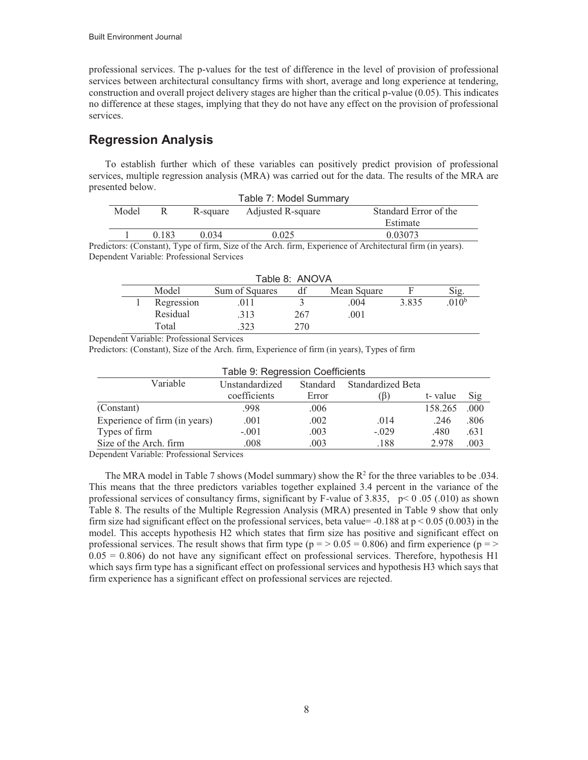professional services. The p-values for the test of difference in the level of provision of professional services between architectural consultancy firms with short, average and long experience at tendering, construction and overall project delivery stages are higher than the critical p-value (0.05). This indicates no difference at these stages, implying that they do not have any effect on the provision of professional services.

## Regression Analysis

To establish further which of these variables can positively predict provision of professional services, multiple regression analysis (MRA) was carried out for the data. The results of the MRA are presented below.

Table 7: Model Summary

| Model | R | R-square | Adjusted R-square | Standard Error of the Estimate |
|---|---|---|---|---|
| 1 | 0.183 | 0.034 | 0.025 | 0.03073 |

Predictors: (Constant), Type of firm, Size of the Arch. firm, Experience of Architectural firm (in years).
Dependent Variable: Professional Services

Table 8: ANOVA

| | Model | Sum of Squares | df | Mean Square | F | Sig. |
|---|---|---|---|---|---|---|
| 1 | Regression | .011 | 3 | .004 | 3.835 | .010[b] |
| | Residual | .313 | 267 | .001 | | |
| | Total | .323 | 270 | | | |

Dependent Variable: Professional Services
Predictors: (Constant), Size of the Arch. firm, Experience of firm (in years), Types of firm

Table 9: Regression Coefficients

| Variable | Unstandardized coefficients | Standard Error | Standardized Beta (β) | t- value | Sig |
|---|---|---|---|---|---|
| (Constant) | .998 | .006 | | 158.265 | .000 |
| Experience of firm (in years) | .001 | .002 | .014 | .246 | .806 |
| Types of firm | -.001 | .003 | -.029 | .480 | .631 |
| Size of the Arch. firm | .008 | .003 | .188 | 2.978 | .003 |

Dependent Variable: Professional Services

The MRA model in Table 7 shows (Model summary) show the $R^2$ for the three variables to be .034. This means that the three predictors variables together explained 3.4 percent in the variance of the professional services of consultancy firms, significant by F-value of 3.835, $p< 0 .05$ (.010) as shown Table 8. The results of the Multiple Regression Analysis (MRA) presented in Table 9 show that only firm size had significant effect on the professional services, beta value= -0.188 at $p < 0.05$ (0.003) in the model. This accepts hypothesis H2 which states that firm size has positive and significant effect on professional services. The result shows that firm type ($p = > 0.05 = 0.806$) and firm experience ($p = > 0.05 = 0.806$) do not have any significant effect on professional services. Therefore, hypothesis H1 which says firm type has a significant effect on professional services and hypothesis H3 which says that firm experience has a significant effect on professional services are rejected.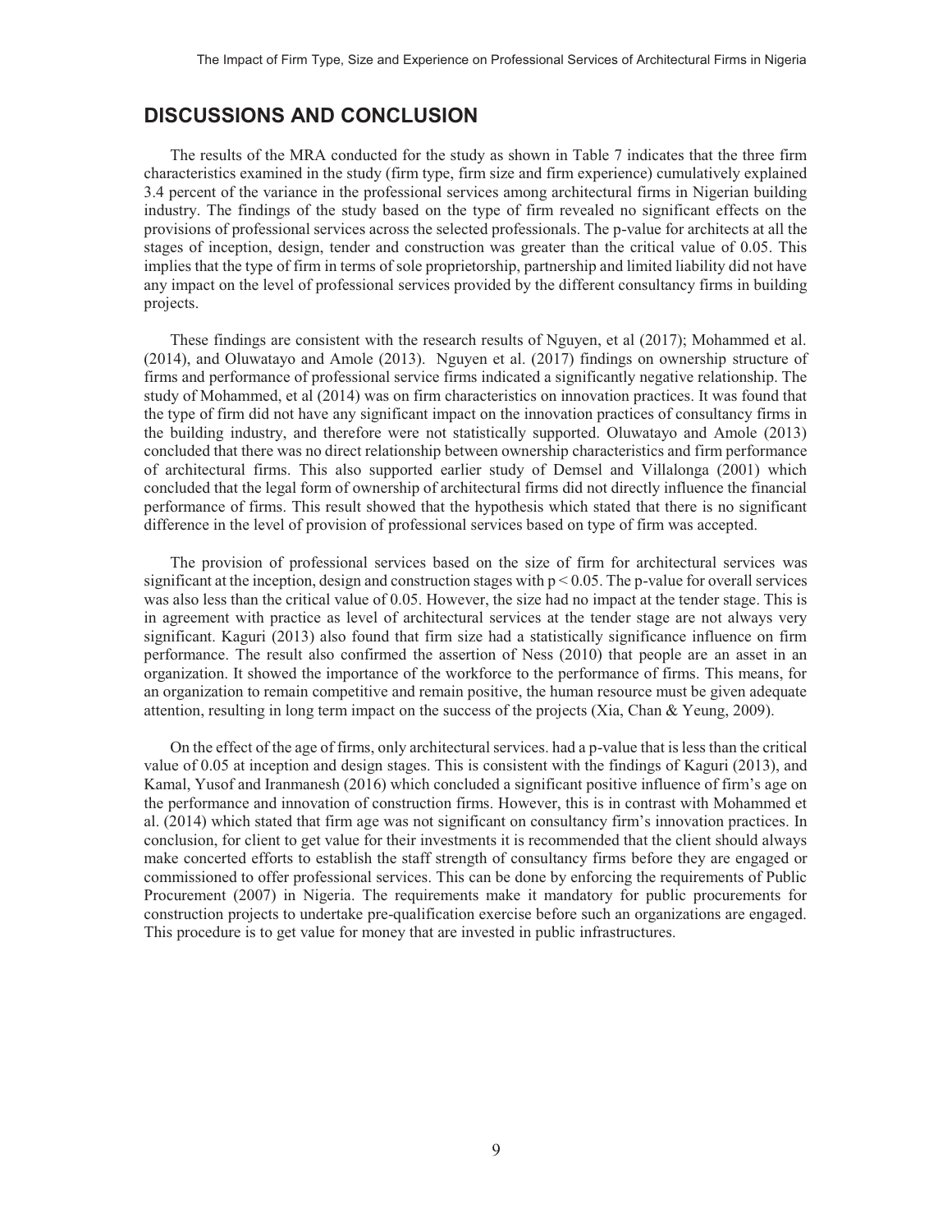## DISCUSSIONS AND CONCLUSION

The results of the MRA conducted for the study as shown in Table 7 indicates that the three firm characteristics examined in the study (firm type, firm size and firm experience) cumulatively explained 3.4 percent of the variance in the professional services among architectural firms in Nigerian building industry. The findings of the study based on the type of firm revealed no significant effects on the provisions of professional services across the selected professionals. The p-value for architects at all the stages of inception, design, tender and construction was greater than the critical value of 0.05. This implies that the type of firm in terms of sole proprietorship, partnership and limited liability did not have any impact on the level of professional services provided by the different consultancy firms in building projects.

These findings are consistent with the research results of Nguyen, et al (2017); Mohammed et al. (2014), and Oluwatayo and Amole (2013). Nguyen et al. (2017) findings on ownership structure of firms and performance of professional service firms indicated a significantly negative relationship. The study of Mohammed, et al (2014) was on firm characteristics on innovation practices. It was found that the type of firm did not have any significant impact on the innovation practices of consultancy firms in the building industry, and therefore were not statistically supported. Oluwatayo and Amole (2013) concluded that there was no direct relationship between ownership characteristics and firm performance of architectural firms. This also supported earlier study of Demsel and Villalonga (2001) which concluded that the legal form of ownership of architectural firms did not directly influence the financial performance of firms. This result showed that the hypothesis which stated that there is no significant difference in the level of provision of professional services based on type of firm was accepted.

The provision of professional services based on the size of firm for architectural services was significant at the inception, design and construction stages with $p < 0.05$. The p-value for overall services was also less than the critical value of 0.05. However, the size had no impact at the tender stage. This is in agreement with practice as level of architectural services at the tender stage are not always very significant. Kaguri (2013) also found that firm size had a statistically significance influence on firm performance. The result also confirmed the assertion of Ness (2010) that people are an asset in an organization. It showed the importance of the workforce to the performance of firms. This means, for an organization to remain competitive and remain positive, the human resource must be given adequate attention, resulting in long term impact on the success of the projects (Xia, Chan & Yeung, 2009).

On the effect of the age of firms, only architectural services. had a p-value that is less than the critical value of 0.05 at inception and design stages. This is consistent with the findings of Kaguri (2013), and Kamal, Yusof and Iranmanesh (2016) which concluded a significant positive influence of firm's age on the performance and innovation of construction firms. However, this is in contrast with Mohammed et al. (2014) which stated that firm age was not significant on consultancy firm's innovation practices. In conclusion, for client to get value for their investments it is recommended that the client should always make concerted efforts to establish the staff strength of consultancy firms before they are engaged or commissioned to offer professional services. This can be done by enforcing the requirements of Public Procurement (2007) in Nigeria. The requirements make it mandatory for public procurements for construction projects to undertake pre-qualification exercise before such an organizations are engaged. This procedure is to get value for money that are invested in public infrastructures.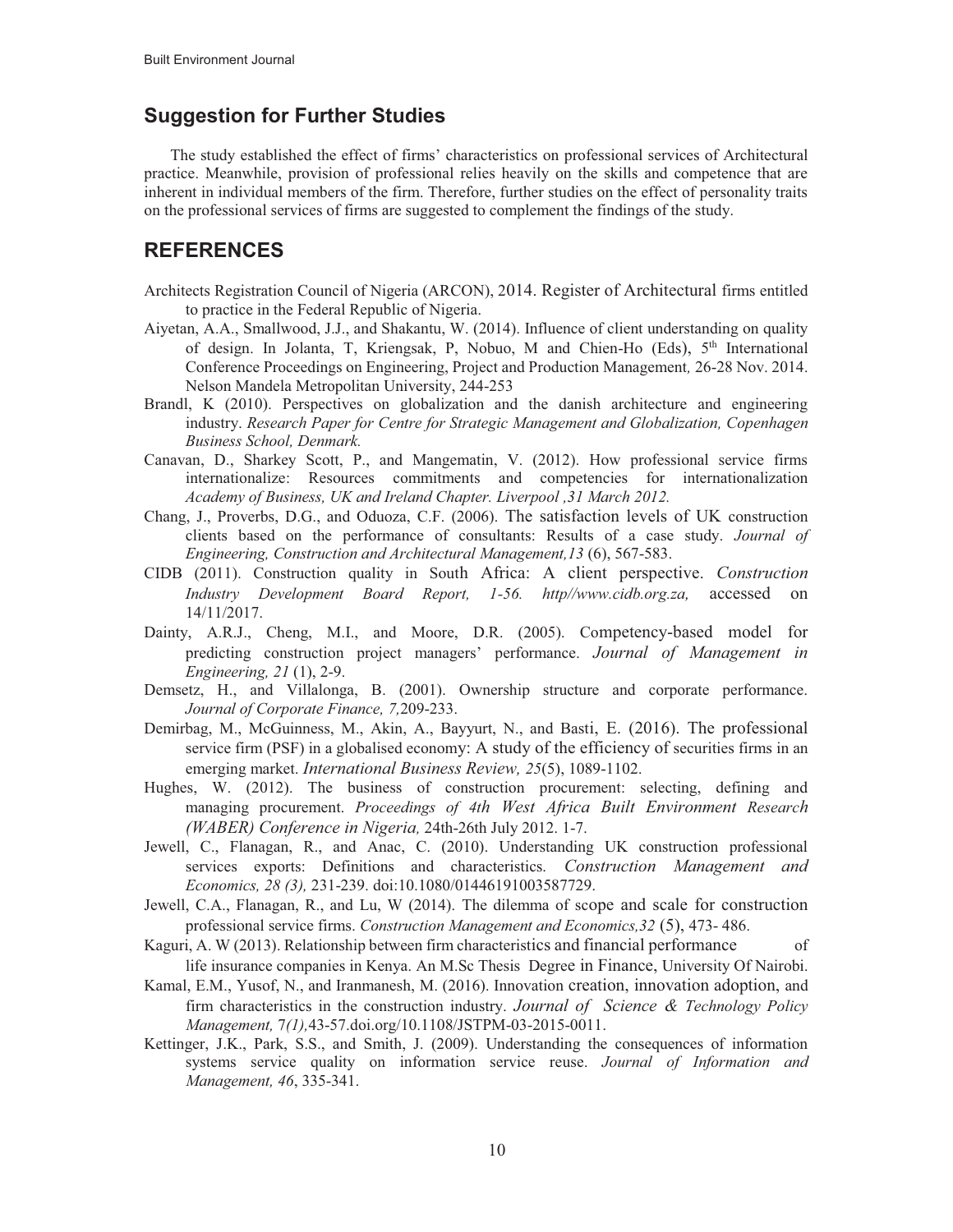## Suggestion for Further Studies

The study established the effect of firms' characteristics on professional services of Architectural practice. Meanwhile, provision of professional relies heavily on the skills and competence that are inherent in individual members of the firm. Therefore, further studies on the effect of personality traits on the professional services of firms are suggested to complement the findings of the study.

## REFERENCES

Architects Registration Council of Nigeria (ARCON), 2014. Register of Architectural firms entitled to practice in the Federal Republic of Nigeria.

Aiyetan, A.A., Smallwood, J.J., and Shakantu, W. (2014). Influence of client understanding on quality of design. In Jolanta, T, Kriengsak, P, Nobuo, M and Chien-Ho (Eds), 5th International Conference Proceedings on Engineering, Project and Production Management, 26-28 Nov. 2014. Nelson Mandela Metropolitan University, 244-253

Brandl, K (2010). Perspectives on globalization and the danish architecture and engineering industry. *Research Paper for Centre for Strategic Management and Globalization, Copenhagen Business School, Denmark.*

Canavan, D., Sharkey Scott, P., and Mangematin, V. (2012). How professional service firms internationalize: Resources commitments and competencies for internationalization *Academy of Business, UK and Ireland Chapter. Liverpool ,31 March 2012.*

Chang, J., Proverbs, D.G., and Oduoza, C.F. (2006). The satisfaction levels of UK construction clients based on the performance of consultants: Results of a case study. *Journal of Engineering, Construction and Architectural Management,13* (6), 567-583.

CIDB (2011). Construction quality in South Africa: A client perspective. *Construction Industry Development Board Report, 1-56. http//www.cidb.org.za,* accessed on 14/11/2017.

Dainty, A.R.J., Cheng, M.I., and Moore, D.R. (2005). Competency-based model for predicting construction project managers' performance. *Journal of Management in Engineering, 21* (1), 2-9.

Demsetz, H., and Villalonga, B. (2001). Ownership structure and corporate performance. *Journal of Corporate Finance, 7,*209-233.

Demirbag, M., McGuinness, M., Akin, A., Bayyurt, N., and Basti, E. (2016). The professional service firm (PSF) in a globalised economy: A study of the efficiency of securities firms in an emerging market. *International Business Review, 25*(5), 1089-1102.

Hughes, W. (2012). The business of construction procurement: selecting, defining and managing procurement. *Proceedings of 4th West Africa Built Environment Research (WABER) Conference in Nigeria,* 24th-26th July 2012. 1-7.

Jewell, C., Flanagan, R., and Anac, C. (2010). Understanding UK construction professional services exports: Definitions and characteristics. *Construction Management and Economics, 28 (3),* 231-239. doi:10.1080/01446191003587729.

Jewell, C.A., Flanagan, R., and Lu, W (2014). The dilemma of scope and scale for construction professional service firms. *Construction Management and Economics,32* (5), 473- 486.

Kaguri, A. W (2013). Relationship between firm characteristics and financial performance of life insurance companies in Kenya. An M.Sc Thesis Degree in Finance, University Of Nairobi.

Kamal, E.M., Yusof, N., and Iranmanesh, M. (2016). Innovation creation, innovation adoption, and firm characteristics in the construction industry. *Journal of Science & Technology Policy Management,* 7*(1),*43-57.doi.org/10.1108/JSTPM-03-2015-0011.

Kettinger, J.K., Park, S.S., and Smith, J. (2009). Understanding the consequences of information systems service quality on information service reuse. *Journal of Information and Management, 46*, 335-341.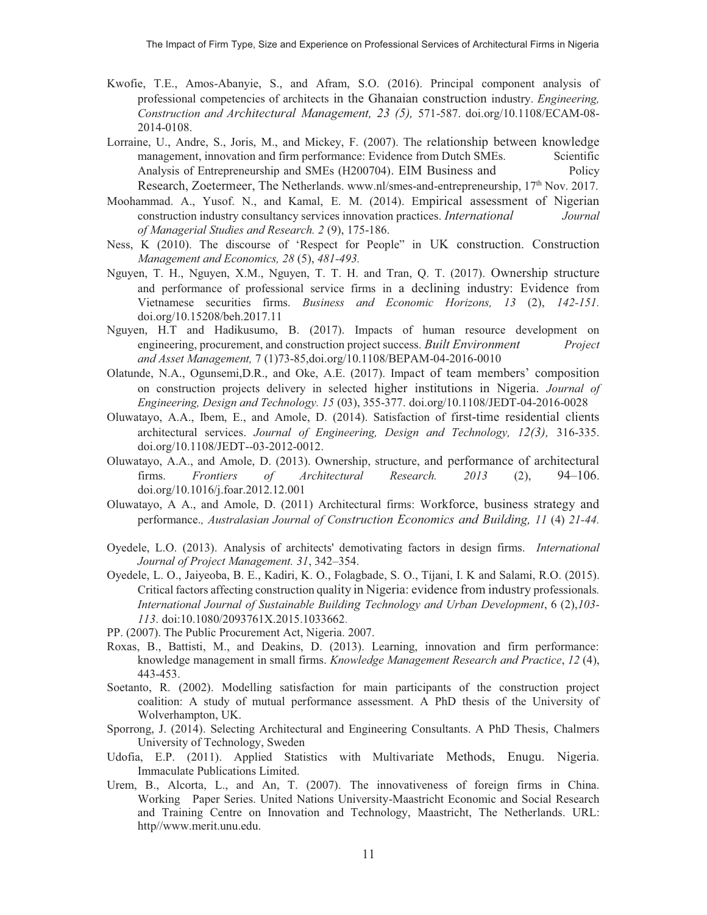Kwofie, T.E., Amos-Abanyie, S., and Afram, S.O. (2016). Principal component analysis of professional competencies of architects in the Ghanaian construction industry. *Engineering, Construction and Architectural Management, 23 (5),* 571-587. doi.org/10.1108/ECAM-08-2014-0108.

Lorraine, U., Andre, S., Joris, M., and Mickey, F. (2007). The relationship between knowledge management, innovation and firm performance: Evidence from Dutch SMEs. Scientific Analysis of Entrepreneurship and SMEs (H200704). EIM Business and Policy Research, Zoetermeer, The Netherlands. www.nl/smes-and-entrepreneurship, 17th Nov. 2017.

Moohammad. A., Yusof. N., and Kamal, E. M. (2014). Empirical assessment of Nigerian construction industry consultancy services innovation practices. *International Journal of Managerial Studies and Research. 2* (9), 175-186.

Ness, K (2010). The discourse of 'Respect for People" in UK construction. Construction *Management and Economics, 28* (5), *481-493.*

Nguyen, T. H., Nguyen, X.M., Nguyen, T. T. H. and Tran, Q. T. (2017). Ownership structure and performance of professional service firms in a declining industry: Evidence from Vietnamese securities firms. *Business and Economic Horizons, 13* (2), *142-151.* doi.org/10.15208/beh.2017.11

Nguyen, H.T and Hadikusumo, B. (2017). Impacts of human resource development on engineering, procurement, and construction project success. *Built Environment Project and Asset Management,* 7 (1)73-85,doi.org/10.1108/BEPAM-04-2016-0010

Olatunde, N.A., Ogunsemi,D.R., and Oke, A.E. (2017). Impact of team members' composition on construction projects delivery in selected higher institutions in Nigeria. *Journal of Engineering, Design and Technology. 15* (03), 355-377. doi.org/10.1108/JEDT-04-2016-0028

Oluwatayo, A.A., Ibem, E., and Amole, D. (2014). Satisfaction of first-time residential clients architectural services. *Journal of Engineering, Design and Technology, 12(3),* 316-335. doi.org/10.1108/JEDT--03-2012-0012.

Oluwatayo, A.A., and Amole, D. (2013). Ownership, structure, and performance of architectural firms. *Frontiers of Architectural Research. 2013* (2), 94–106. doi.org/10.1016/j.foar.2012.12.001

Oluwatayo, A A., and Amole, D. (2011) Architectural firms: Workforce, business strategy and performance*., Australasian Journal of Construction Economics and Building, 11* (4) *21-44.*

Oyedele, L.O. (2013). Analysis of architects' demotivating factors in design firms. *International Journal of Project Management. 31*, 342–354.

Oyedele, L. O., Jaiyeoba, B. E., Kadiri, K. O., Folagbade, S. O., Tijani, I. K and Salami, R.O. (2015). Critical factors affecting construction quality in Nigeria: evidence from industry professionals*. International Journal of Sustainable Building Technology and Urban Development*, 6 (2),*103-113*. doi:10.1080/2093761X.2015.1033662.

PP. (2007). The Public Procurement Act, Nigeria. 2007.

Roxas, B., Battisti, M., and Deakins, D. (2013). Learning, innovation and firm performance: knowledge management in small firms. *Knowledge Management Research and Practice*, *12* (4), 443-453.

Soetanto, R. (2002). Modelling satisfaction for main participants of the construction project coalition: A study of mutual performance assessment. A PhD thesis of the University of Wolverhampton, UK.

Sporrong, J. (2014). Selecting Architectural and Engineering Consultants. A PhD Thesis, Chalmers University of Technology, Sweden

Udofia, E.P. (2011). Applied Statistics with Multivariate Methods, Enugu. Nigeria. Immaculate Publications Limited.

Urem, B., Alcorta, L., and An, T. (2007). The innovativeness of foreign firms in China. Working Paper Series. United Nations University-Maastricht Economic and Social Research and Training Centre on Innovation and Technology, Maastricht, The Netherlands. URL: http//www.merit.unu.edu.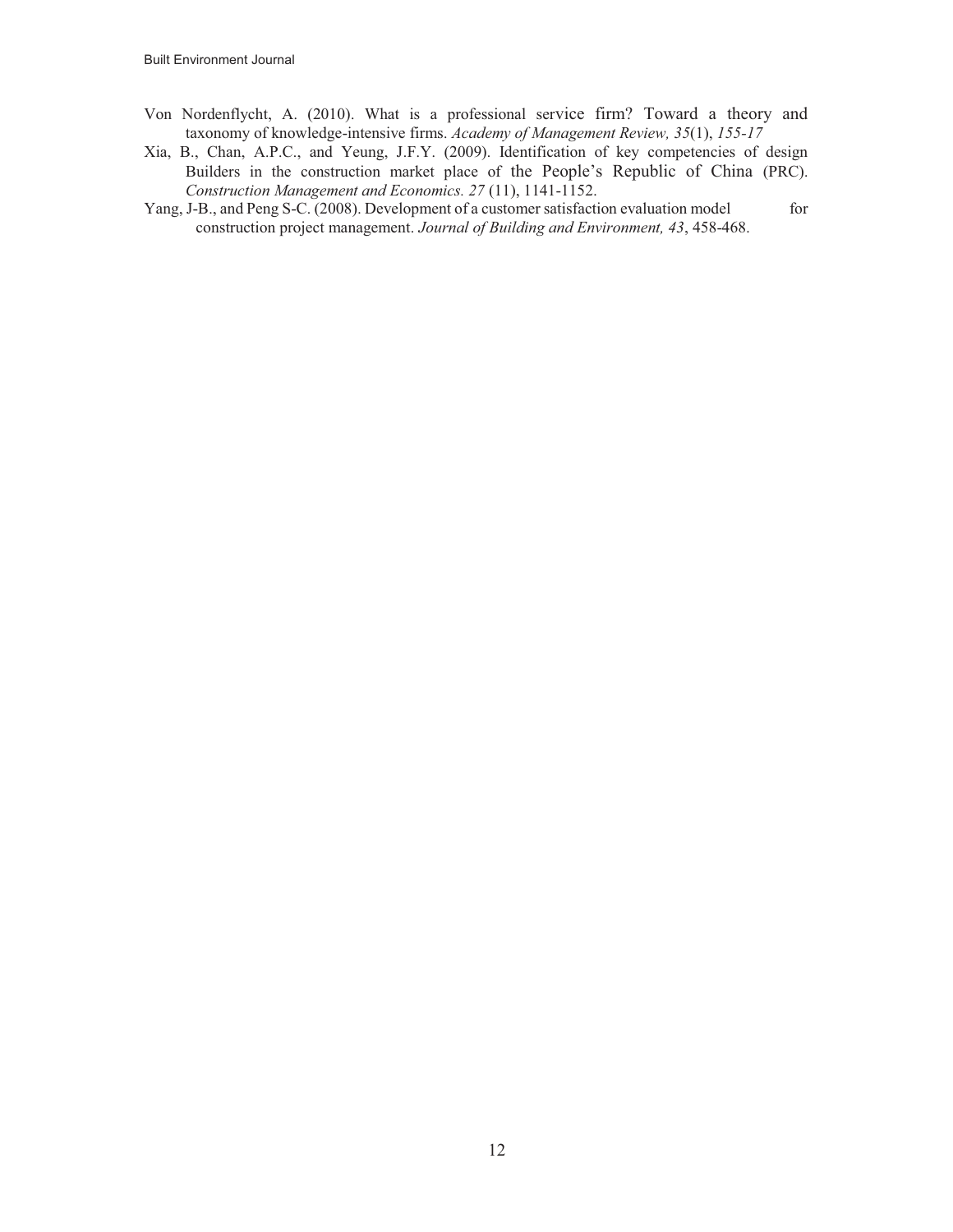Von Nordenflycht, A. (2010). What is a professional service firm? Toward a theory and taxonomy of knowledge-intensive firms. *Academy of Management Review, 35*(1), *155-17*

Xia, B., Chan, A.P.C., and Yeung, J.F.Y. (2009). Identification of key competencies of design Builders in the construction market place of the People's Republic of China (PRC). *Construction Management and Economics. 27* (11), 1141-1152.

Yang, J-B., and Peng S-C. (2008). Development of a customer satisfaction evaluation model for construction project management. *Journal of Building and Environment, 43*, 458-468.